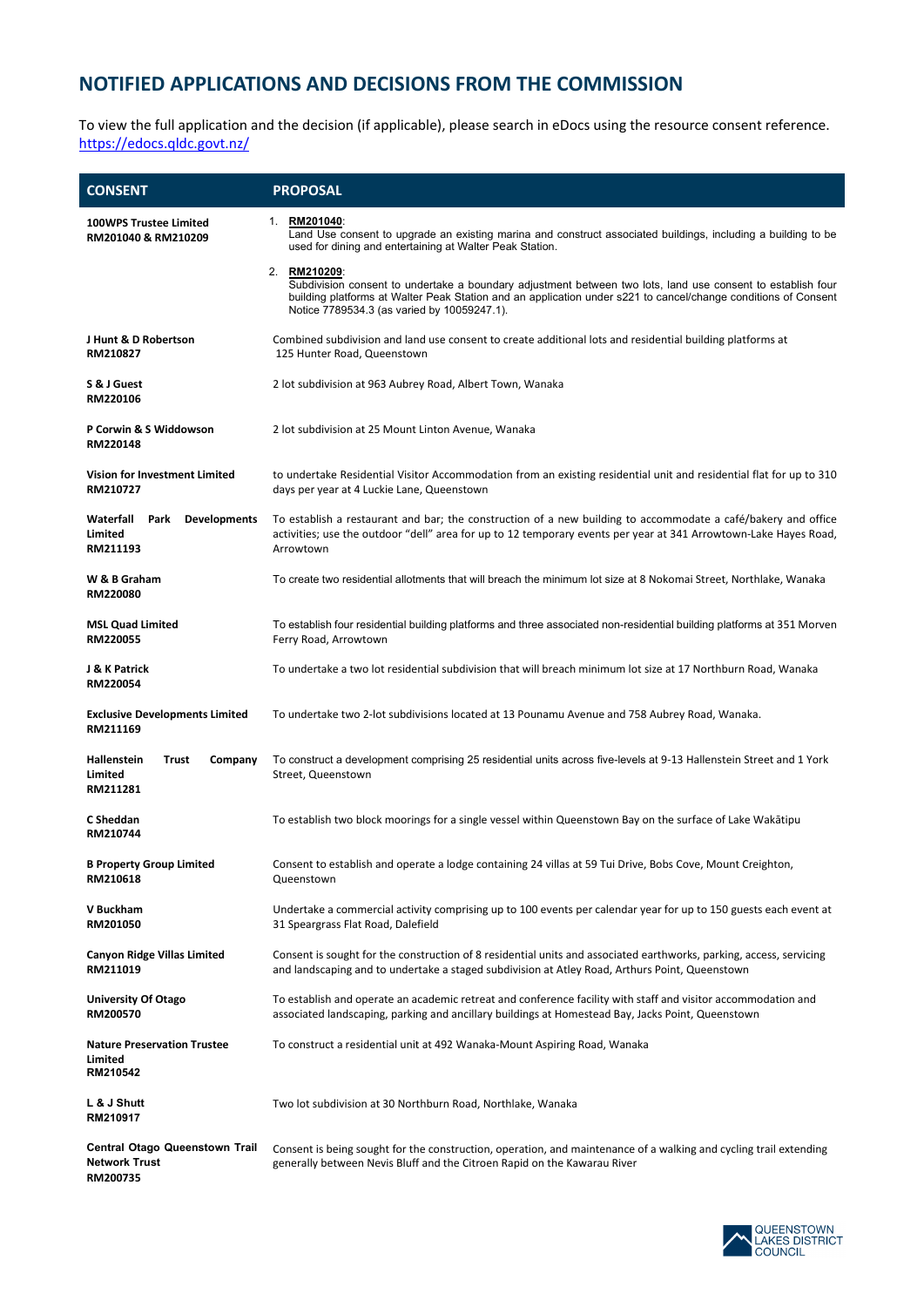## NOTIFIED APPLICATIONS AND DECISIONS FROM THE COMMISSION

To view the full application and the decision (if applicable), please search in eDocs using the resource consent reference.
https://edocs.qldc.govt.nz/

| CONSENT | PROPOSAL |
|---|---|
| **100WPS Trustee Limited RM201040 & RM210209** | 1. **RM201040**: Land Use consent to upgrade an existing marina and construct associated buildings, including a building to be used for dining and entertaining at Walter Peak Station.<br><br>2. **RM210209**: Subdivision consent to undertake a boundary adjustment between two lots, land use consent to establish four building platforms at Walter Peak Station and an application under s221 to cancel/change conditions of Consent Notice 7789534.3 (as varied by 10059247.1). |
| **J Hunt & D Robertson RM210827** | Combined subdivision and land use consent to create additional lots and residential building platforms at 125 Hunter Road, Queenstown |
| **S & J Guest RM220106** | 2 lot subdivision at 963 Aubrey Road, Albert Town, Wanaka |
| **P Corwin & S Widdowson RM220148** | 2 lot subdivision at 25 Mount Linton Avenue, Wanaka |
| **Vision for Investment Limited RM210727** | to undertake Residential Visitor Accommodation from an existing residential unit and residential flat for up to 310 days per year at 4 Luckie Lane, Queenstown |
| **Waterfall Park Developments Limited RM211193** | To establish a restaurant and bar; the construction of a new building to accommodate a café/bakery and office activities; use the outdoor "dell" area for up to 12 temporary events per year at 341 Arrowtown-Lake Hayes Road, Arrowtown |
| **W & B Graham RM220080** | To create two residential allotments that will breach the minimum lot size at 8 Nokomai Street, Northlake, Wanaka |
| **MSL Quad Limited RM220055** | To establish four residential building platforms and three associated non-residential building platforms at 351 Morven Ferry Road, Arrowtown |
| **J & K Patrick RM220054** | To undertake a two lot residential subdivision that will breach minimum lot size at 17 Northburn Road, Wanaka |
| **Exclusive Developments Limited RM211169** | To undertake two 2-lot subdivisions located at 13 Pounamu Avenue and 758 Aubrey Road, Wanaka. |
| **Hallenstein Trust Company Limited RM211281** | To construct a development comprising 25 residential units across five-levels at 9-13 Hallenstein Street and 1 York Street, Queenstown |
| **C Sheddan RM210744** | To establish two block moorings for a single vessel within Queenstown Bay on the surface of Lake Wakātipu |
| **B Property Group Limited RM210618** | Consent to establish and operate a lodge containing 24 villas at 59 Tui Drive, Bobs Cove, Mount Creighton, Queenstown |
| **V Buckham RM201050** | Undertake a commercial activity comprising up to 100 events per calendar year for up to 150 guests each event at 31 Speargrass Flat Road, Dalefield |
| **Canyon Ridge Villas Limited RM211019** | Consent is sought for the construction of 8 residential units and associated earthworks, parking, access, servicing and landscaping and to undertake a staged subdivision at Atley Road, Arthurs Point, Queenstown |
| **University Of Otago RM200570** | To establish and operate an academic retreat and conference facility with staff and visitor accommodation and associated landscaping, parking and ancillary buildings at Homestead Bay, Jacks Point, Queenstown |
| **Nature Preservation Trustee Limited RM210542** | To construct a residential unit at 492 Wanaka-Mount Aspiring Road, Wanaka |
| **L & J Shutt RM210917** | Two lot subdivision at 30 Northburn Road, Northlake, Wanaka |
| **Central Otago Queenstown Trail Network Trust RM200735** | Consent is being sought for the construction, operation, and maintenance of a walking and cycling trail extending generally between Nevis Bluff and the Citroen Rapid on the Kawarau River |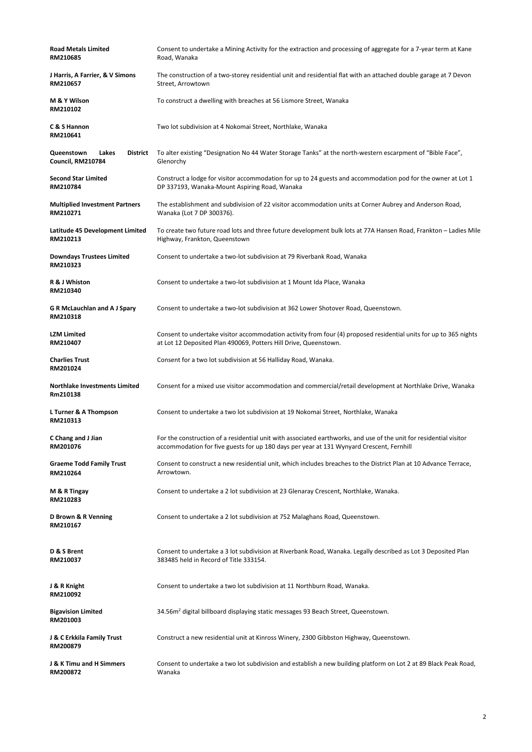| | |
|---|---|
| **Road Metals Limited**<br>**RM210685** | Consent to undertake a Mining Activity for the extraction and processing of aggregate for a 7-year term at Kane Road, Wanaka |
| **J Harris, A Farrier, & V Simons**<br>**RM210657** | The construction of a two-storey residential unit and residential flat with an attached double garage at 7 Devon Street, Arrowtown |
| **M & Y Wilson**<br>**RM210102** | To construct a dwelling with breaches at 56 Lismore Street, Wanaka |
| **C & S Hannon**<br>**RM210641** | Two lot subdivision at 4 Nokomai Street, Northlake, Wanaka |
| **Queenstown Lakes District Council, RM210784** | To alter existing "Designation No 44 Water Storage Tanks" at the north-western escarpment of "Bible Face", Glenorchy |
| **Second Star Limited**<br>**RM210784** | Construct a lodge for visitor accommodation for up to 24 guests and accommodation pod for the owner at Lot 1 DP 337193, Wanaka-Mount Aspiring Road, Wanaka |
| **Multiplied Investment Partners**<br>**RM210271** | The establishment and subdivision of 22 visitor accommodation units at Corner Aubrey and Anderson Road, Wanaka (Lot 7 DP 300376). |
| **Latitude 45 Development Limited**<br>**RM210213** | To create two future road lots and three future development bulk lots at 77A Hansen Road, Frankton – Ladies Mile Highway, Frankton, Queenstown |
| **Downdays Trustees Limited**<br>**RM210323** | Consent to undertake a two-lot subdivision at 79 Riverbank Road, Wanaka |
| **R & J Whiston**<br>**RM210340** | Consent to undertake a two-lot subdivision at 1 Mount Ida Place, Wanaka |
| **G R McLauchlan and A J Spary**<br>**RM210318** | Consent to undertake a two-lot subdivision at 362 Lower Shotover Road, Queenstown. |
| **LZM Limited**<br>**RM210407** | Consent to undertake visitor accommodation activity from four (4) proposed residential units for up to 365 nights at Lot 12 Deposited Plan 490069, Potters Hill Drive, Queenstown. |
| **Charlies Trust**<br>**RM201024** | Consent for a two lot subdivision at 56 Halliday Road, Wanaka. |
| **Northlake Investments Limited**<br>**Rm210138** | Consent for a mixed use visitor accommodation and commercial/retail development at Northlake Drive, Wanaka |
| **L Turner & A Thompson**<br>**RM210313** | Consent to undertake a two lot subdivision at 19 Nokomai Street, Northlake, Wanaka |
| **C Chang and J Jian**<br>**RM201076** | For the construction of a residential unit with associated earthworks, and use of the unit for residential visitor accommodation for five guests for up 180 days per year at 131 Wynyard Crescent, Fernhill |
| **Graeme Todd Family Trust**<br>**RM210264** | Consent to construct a new residential unit, which includes breaches to the District Plan at 10 Advance Terrace, Arrowtown. |
| **M & R Tingay**<br>**RM210283** | Consent to undertake a 2 lot subdivision at 23 Glenaray Crescent, Northlake, Wanaka. |
| **D Brown & R Venning**<br>**RM210167** | Consent to undertake a 2 lot subdivision at 752 Malaghans Road, Queenstown. |
| **D & S Brent**<br>**RM210037** | Consent to undertake a 3 lot subdivision at Riverbank Road, Wanaka. Legally described as Lot 3 Deposited Plan 383485 held in Record of Title 333154. |
| **J & R Knight**<br>**RM210092** | Consent to undertake a two lot subdivision at 11 Northburn Road, Wanaka. |
| **Bigavision Limited**<br>**RM201003** | 34.56m² digital billboard displaying static messages 93 Beach Street, Queenstown. |
| **J & C Erkkila Family Trust**<br>**RM200879** | Construct a new residential unit at Kinross Winery, 2300 Gibbston Highway, Queenstown. |
| **J & K Timu and H Simmers**<br>**RM200872** | Consent to undertake a two lot subdivision and establish a new building platform on Lot 2 at 89 Black Peak Road, Wanaka |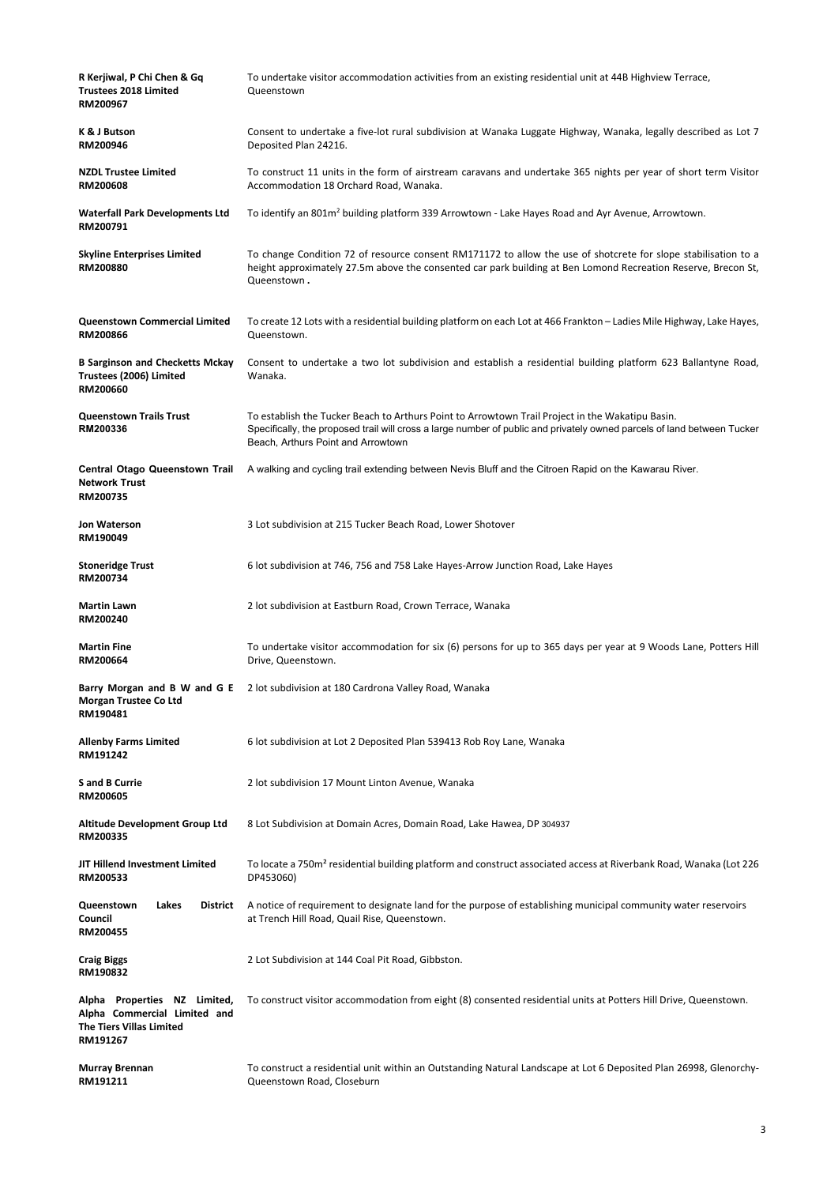| | |
|---|---|
| **R Kerjiwal, P Chi Chen & Gq Trustees 2018 Limited RM200967** | To undertake visitor accommodation activities from an existing residential unit at 44B Highview Terrace, Queenstown |
| **K & J Butson RM200946** | Consent to undertake a five-lot rural subdivision at Wanaka Luggate Highway, Wanaka, legally described as Lot 7 Deposited Plan 24216. |
| **NZDL Trustee Limited RM200608** | To construct 11 units in the form of airstream caravans and undertake 365 nights per year of short term Visitor Accommodation 18 Orchard Road, Wanaka. |
| **Waterfall Park Developments Ltd RM200791** | To identify an 801m² building platform 339 Arrowtown - Lake Hayes Road and Ayr Avenue, Arrowtown. |
| **Skyline Enterprises Limited RM200880** | To change Condition 72 of resource consent RM171172 to allow the use of shotcrete for slope stabilisation to a height approximately 27.5m above the consented car park building at Ben Lomond Recreation Reserve, Brecon St, Queenstown. |
| **Queenstown Commercial Limited RM200866** | To create 12 Lots with a residential building platform on each Lot at 466 Frankton – Ladies Mile Highway, Lake Hayes, Queenstown. |
| **B Sarginson and Checketts Mckay Trustees (2006) Limited RM200660** | Consent to undertake a two lot subdivision and establish a residential building platform 623 Ballantyne Road, Wanaka. |
| **Queenstown Trails Trust RM200336** | To establish the Tucker Beach to Arthurs Point to Arrowtown Trail Project in the Wakatipu Basin. Specifically, the proposed trail will cross a large number of public and privately owned parcels of land between Tucker Beach, Arthurs Point and Arrowtown |
| **Central Otago Queenstown Trail Network Trust RM200735** | A walking and cycling trail extending between Nevis Bluff and the Citroen Rapid on the Kawarau River. |
| **Jon Waterson RM190049** | 3 Lot subdivision at 215 Tucker Beach Road, Lower Shotover |
| **Stoneridge Trust RM200734** | 6 lot subdivision at 746, 756 and 758 Lake Hayes-Arrow Junction Road, Lake Hayes |
| **Martin Lawn RM200240** | 2 lot subdivision at Eastburn Road, Crown Terrace, Wanaka |
| **Martin Fine RM200664** | To undertake visitor accommodation for six (6) persons for up to 365 days per year at 9 Woods Lane, Potters Hill Drive, Queenstown. |
| **Barry Morgan and B W and G E Morgan Trustee Co Ltd RM190481** | 2 lot subdivision at 180 Cardrona Valley Road, Wanaka |
| **Allenby Farms Limited RM191242** | 6 lot subdivision at Lot 2 Deposited Plan 539413 Rob Roy Lane, Wanaka |
| **S and B Currie RM200605** | 2 lot subdivision 17 Mount Linton Avenue, Wanaka |
| **Altitude Development Group Ltd RM200335** | 8 Lot Subdivision at Domain Acres, Domain Road, Lake Hawea, DP 304937 |
| **JIT Hillend Investment Limited RM200533** | To locate a 750m² residential building platform and construct associated access at Riverbank Road, Wanaka (Lot 226 DP453060) |
| **Queenstown Lakes District Council RM200455** | A notice of requirement to designate land for the purpose of establishing municipal community water reservoirs at Trench Hill Road, Quail Rise, Queenstown. |
| **Craig Biggs RM190832** | 2 Lot Subdivision at 144 Coal Pit Road, Gibbston. |
| **Alpha Properties NZ Limited, Alpha Commercial Limited and The Tiers Villas Limited RM191267** | To construct visitor accommodation from eight (8) consented residential units at Potters Hill Drive, Queenstown. |
| **Murray Brennan RM191211** | To construct a residential unit within an Outstanding Natural Landscape at Lot 6 Deposited Plan 26998, Glenorchy-Queenstown Road, Closeburn |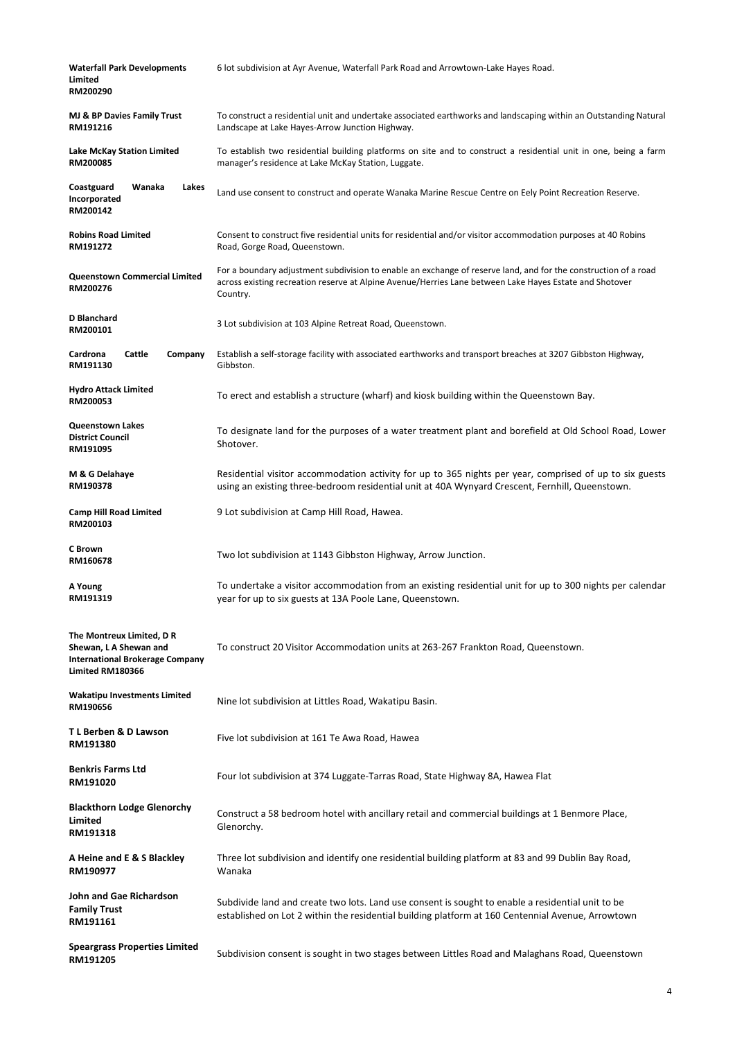| | |
|---|---|
| **Waterfall Park Developments Limited RM200290** | 6 lot subdivision at Ayr Avenue, Waterfall Park Road and Arrowtown-Lake Hayes Road. |
| **MJ & BP Davies Family Trust RM191216** | To construct a residential unit and undertake associated earthworks and landscaping within an Outstanding Natural Landscape at Lake Hayes-Arrow Junction Highway. |
| **Lake McKay Station Limited RM200085** | To establish two residential building platforms on site and to construct a residential unit in one, being a farm manager's residence at Lake McKay Station, Luggate. |
| **Coastguard Wanaka Lakes Incorporated RM200142** | Land use consent to construct and operate Wanaka Marine Rescue Centre on Eely Point Recreation Reserve. |
| **Robins Road Limited RM191272** | Consent to construct five residential units for residential and/or visitor accommodation purposes at 40 Robins Road, Gorge Road, Queenstown. |
| **Queenstown Commercial Limited RM200276** | For a boundary adjustment subdivision to enable an exchange of reserve land, and for the construction of a road across existing recreation reserve at Alpine Avenue/Herries Lane between Lake Hayes Estate and Shotover Country. |
| **D Blanchard RM200101** | 3 Lot subdivision at 103 Alpine Retreat Road, Queenstown. |
| **Cardrona Cattle Company RM191130** | Establish a self-storage facility with associated earthworks and transport breaches at 3207 Gibbston Highway, Gibbston. |
| **Hydro Attack Limited RM200053** | To erect and establish a structure (wharf) and kiosk building within the Queenstown Bay. |
| **Queenstown Lakes District Council RM191095** | To designate land for the purposes of a water treatment plant and borefield at Old School Road, Lower Shotover. |
| **M & G Delahaye RM190378** | Residential visitor accommodation activity for up to 365 nights per year, comprised of up to six guests using an existing three-bedroom residential unit at 40A Wynyard Crescent, Fernhill, Queenstown. |
| **Camp Hill Road Limited RM200103** | 9 Lot subdivision at Camp Hill Road, Hawea. |
| **C Brown RM160678** | Two lot subdivision at 1143 Gibbston Highway, Arrow Junction. |
| **A Young RM191319** | To undertake a visitor accommodation from an existing residential unit for up to 300 nights per calendar year for up to six guests at 13A Poole Lane, Queenstown. |
| **The Montreux Limited, D R Shewan, L A Shewan and International Brokerage Company Limited RM180366** | To construct 20 Visitor Accommodation units at 263-267 Frankton Road, Queenstown. |
| **Wakatipu Investments Limited RM190656** | Nine lot subdivision at Littles Road, Wakatipu Basin. |
| **T L Berben & D Lawson RM191380** | Five lot subdivision at 161 Te Awa Road, Hawea |
| **Benkris Farms Ltd RM191020** | Four lot subdivision at 374 Luggate-Tarras Road, State Highway 8A, Hawea Flat |
| **Blackthorn Lodge Glenorchy Limited RM191318** | Construct a 58 bedroom hotel with ancillary retail and commercial buildings at 1 Benmore Place, Glenorchy. |
| **A Heine and E & S Blackley RM190977** | Three lot subdivision and identify one residential building platform at 83 and 99 Dublin Bay Road, Wanaka |
| **John and Gae Richardson Family Trust RM191161** | Subdivide land and create two lots. Land use consent is sought to enable a residential unit to be established on Lot 2 within the residential building platform at 160 Centennial Avenue, Arrowtown |
| **Speargrass Properties Limited RM191205** | Subdivision consent is sought in two stages between Littles Road and Malaghans Road, Queenstown |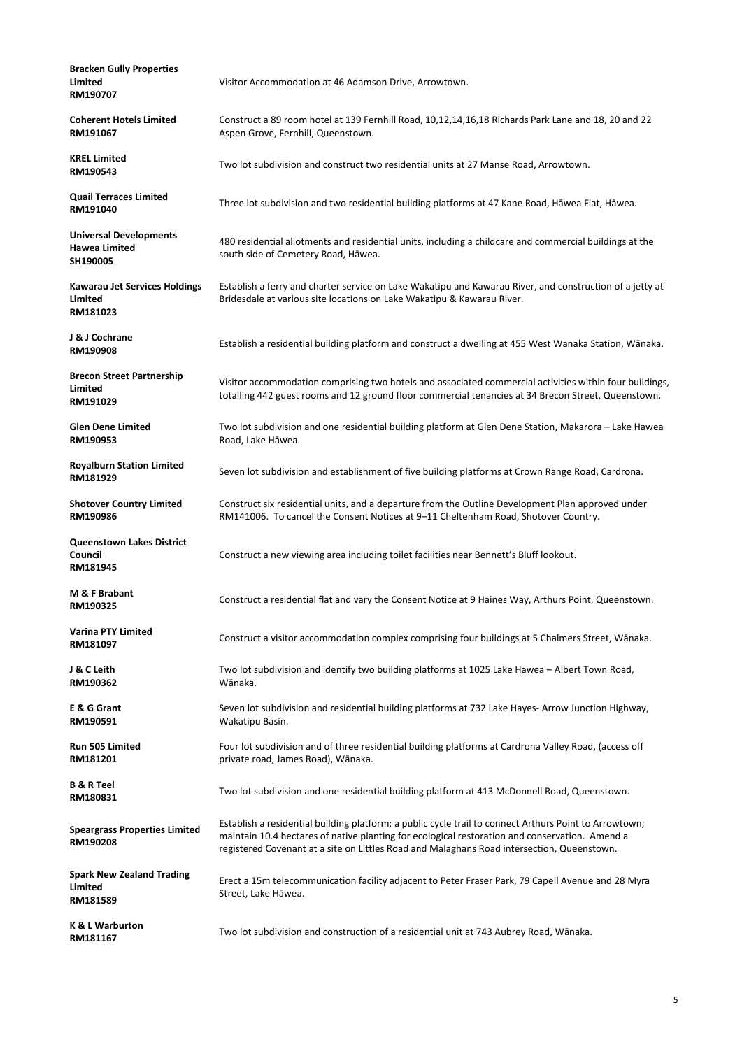| | |
|---|---|
| **Bracken Gully Properties Limited RM190707** | Visitor Accommodation at 46 Adamson Drive, Arrowtown. |
| **Coherent Hotels Limited RM191067** | Construct a 89 room hotel at 139 Fernhill Road, 10,12,14,16,18 Richards Park Lane and 18, 20 and 22 Aspen Grove, Fernhill, Queenstown. |
| **KREL Limited RM190543** | Two lot subdivision and construct two residential units at 27 Manse Road, Arrowtown. |
| **Quail Terraces Limited RM191040** | Three lot subdivision and two residential building platforms at 47 Kane Road, Hāwea Flat, Hāwea. |
| **Universal Developments Hawea Limited SH190005** | 480 residential allotments and residential units, including a childcare and commercial buildings at the south side of Cemetery Road, Hāwea. |
| **Kawarau Jet Services Holdings Limited RM181023** | Establish a ferry and charter service on Lake Wakatipu and Kawarau River, and construction of a jetty at Bridesdale at various site locations on Lake Wakatipu & Kawarau River. |
| **J & J Cochrane RM190908** | Establish a residential building platform and construct a dwelling at 455 West Wanaka Station, Wānaka. |
| **Brecon Street Partnership Limited RM191029** | Visitor accommodation comprising two hotels and associated commercial activities within four buildings, totalling 442 guest rooms and 12 ground floor commercial tenancies at 34 Brecon Street, Queenstown. |
| **Glen Dene Limited RM190953** | Two lot subdivision and one residential building platform at Glen Dene Station, Makarora – Lake Hawea Road, Lake Hāwea. |
| **Royalburn Station Limited RM181929** | Seven lot subdivision and establishment of five building platforms at Crown Range Road, Cardrona. |
| **Shotover Country Limited RM190986** | Construct six residential units, and a departure from the Outline Development Plan approved under RM141006. To cancel the Consent Notices at 9–11 Cheltenham Road, Shotover Country. |
| **Queenstown Lakes District Council RM181945** | Construct a new viewing area including toilet facilities near Bennett's Bluff lookout. |
| **M & F Brabant RM190325** | Construct a residential flat and vary the Consent Notice at 9 Haines Way, Arthurs Point, Queenstown. |
| **Varina PTY Limited RM181097** | Construct a visitor accommodation complex comprising four buildings at 5 Chalmers Street, Wānaka. |
| **J & C Leith RM190362** | Two lot subdivision and identify two building platforms at 1025 Lake Hawea – Albert Town Road, Wānaka. |
| **E & G Grant RM190591** | Seven lot subdivision and residential building platforms at 732 Lake Hayes- Arrow Junction Highway, Wakatipu Basin. |
| **Run 505 Limited RM181201** | Four lot subdivision and of three residential building platforms at Cardrona Valley Road, (access off private road, James Road), Wānaka. |
| **B & R Teel RM180831** | Two lot subdivision and one residential building platform at 413 McDonnell Road, Queenstown. |
| **Speargrass Properties Limited RM190208** | Establish a residential building platform; a public cycle trail to connect Arthurs Point to Arrowtown; maintain 10.4 hectares of native planting for ecological restoration and conservation. Amend a registered Covenant at a site on Littles Road and Malaghans Road intersection, Queenstown. |
| **Spark New Zealand Trading Limited RM181589** | Erect a 15m telecommunication facility adjacent to Peter Fraser Park, 79 Capell Avenue and 28 Myra Street, Lake Hāwea. |
| **K & L Warburton RM181167** | Two lot subdivision and construction of a residential unit at 743 Aubrey Road, Wānaka. |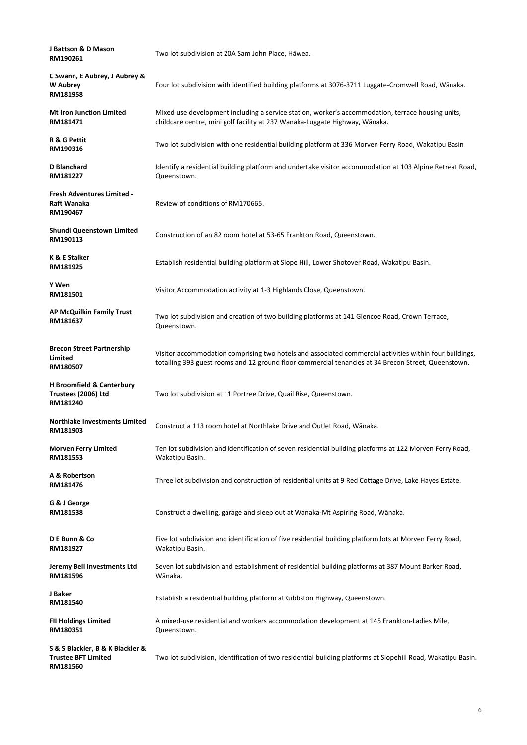| | |
|---|---|
| **J Battson & D Mason RM190261** | Two lot subdivision at 20A Sam John Place, Hāwea. |
| **C Swann, E Aubrey, J Aubrey & W Aubrey RM181958** | Four lot subdivision with identified building platforms at 3076-3711 Luggate-Cromwell Road, Wānaka. |
| **Mt Iron Junction Limited RM181471** | Mixed use development including a service station, worker's accommodation, terrace housing units, childcare centre, mini golf facility at 237 Wanaka-Luggate Highway, Wānaka. |
| **R & G Pettit RM190316** | Two lot subdivision with one residential building platform at 336 Morven Ferry Road, Wakatipu Basin |
| **D Blanchard RM181227** | Identify a residential building platform and undertake visitor accommodation at 103 Alpine Retreat Road, Queenstown. |
| **Fresh Adventures Limited - Raft Wanaka RM190467** | Review of conditions of RM170665. |
| **Shundi Queenstown Limited RM190113** | Construction of an 82 room hotel at 53-65 Frankton Road, Queenstown. |
| **K & E Stalker RM181925** | Establish residential building platform at Slope Hill, Lower Shotover Road, Wakatipu Basin. |
| **Y Wen RM181501** | Visitor Accommodation activity at 1-3 Highlands Close, Queenstown. |
| **AP McQuilkin Family Trust RM181637** | Two lot subdivision and creation of two building platforms at 141 Glencoe Road, Crown Terrace, Queenstown. |
| **Brecon Street Partnership Limited RM180507** | Visitor accommodation comprising two hotels and associated commercial activities within four buildings, totalling 393 guest rooms and 12 ground floor commercial tenancies at 34 Brecon Street, Queenstown. |
| **H Broomfield & Canterbury Trustees (2006) Ltd RM181240** | Two lot subdivision at 11 Portree Drive, Quail Rise, Queenstown. |
| **Northlake Investments Limited RM181903** | Construct a 113 room hotel at Northlake Drive and Outlet Road, Wānaka. |
| **Morven Ferry Limited RM181553** | Ten lot subdivision and identification of seven residential building platforms at 122 Morven Ferry Road, Wakatipu Basin. |
| **A & Robertson RM181476** | Three lot subdivision and construction of residential units at 9 Red Cottage Drive, Lake Hayes Estate. |
| **G & J George RM181538** | Construct a dwelling, garage and sleep out at Wanaka-Mt Aspiring Road, Wānaka. |
| **D E Bunn & Co RM181927** | Five lot subdivision and identification of five residential building platform lots at Morven Ferry Road, Wakatipu Basin. |
| **Jeremy Bell Investments Ltd RM181596** | Seven lot subdivision and establishment of residential building platforms at 387 Mount Barker Road, Wānaka. |
| **J Baker RM181540** | Establish a residential building platform at Gibbston Highway, Queenstown. |
| **FII Holdings Limited RM180351** | A mixed-use residential and workers accommodation development at 145 Frankton-Ladies Mile, Queenstown. |
| **S & S Blackler, B & K Blackler & Trustee BFT Limited RM181560** | Two lot subdivision, identification of two residential building platforms at Slopehill Road, Wakatipu Basin. |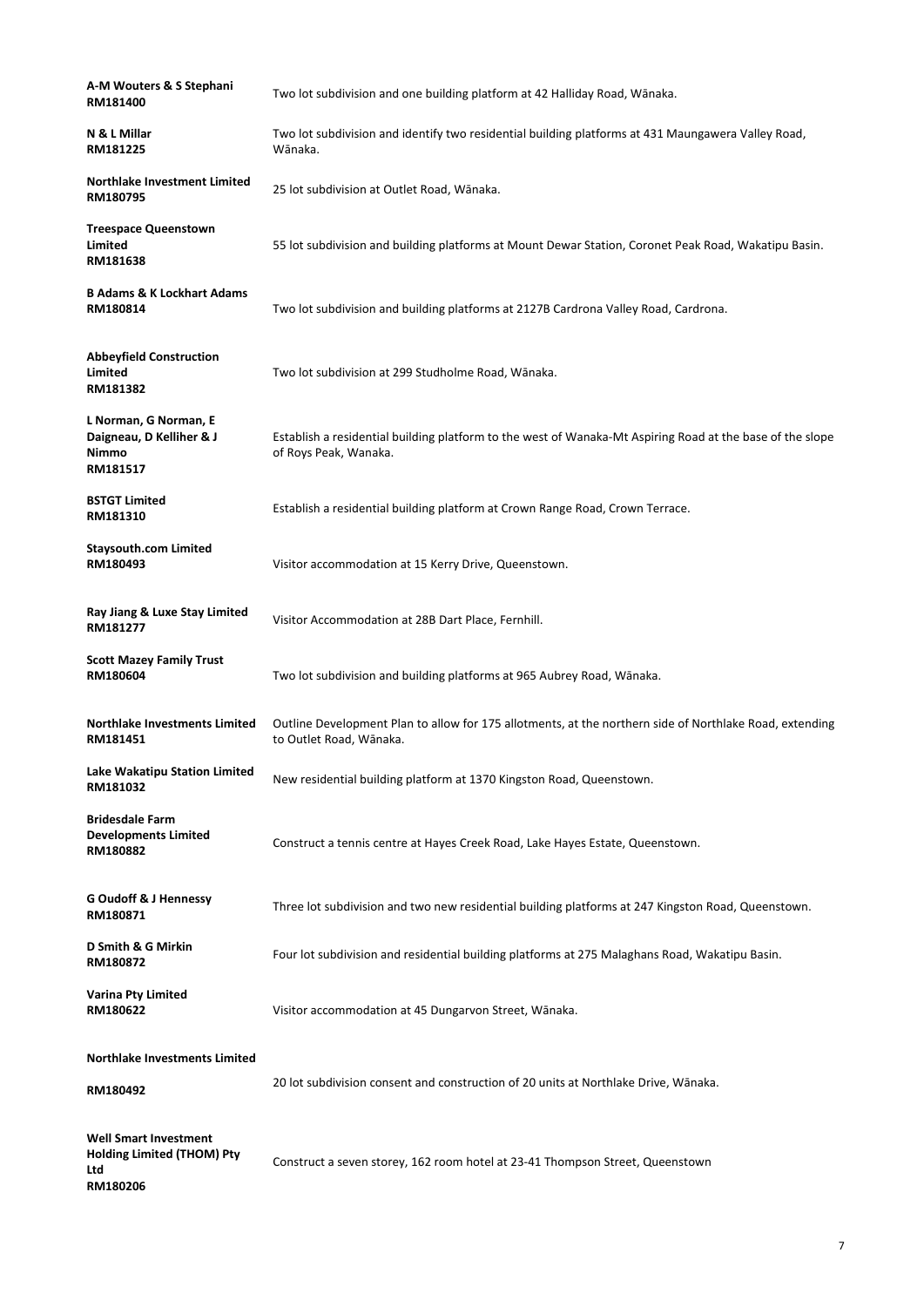| | |
|---|---|
| **A-M Wouters & S Stephani RM181400** | Two lot subdivision and one building platform at 42 Halliday Road, Wānaka. |
| **N & L Millar RM181225** | Two lot subdivision and identify two residential building platforms at 431 Maungawera Valley Road, Wānaka. |
| **Northlake Investment Limited RM180795** | 25 lot subdivision at Outlet Road, Wānaka. |
| **Treespace Queenstown Limited RM181638** | 55 lot subdivision and building platforms at Mount Dewar Station, Coronet Peak Road, Wakatipu Basin. |
| **B Adams & K Lockhart Adams RM180814** | Two lot subdivision and building platforms at 2127B Cardrona Valley Road, Cardrona. |
| **Abbeyfield Construction Limited RM181382** | Two lot subdivision at 299 Studholme Road, Wānaka. |
| **L Norman, G Norman, E Daigneau, D Kelliher & J Nimmo RM181517** | Establish a residential building platform to the west of Wanaka-Mt Aspiring Road at the base of the slope of Roys Peak, Wanaka. |
| **BSTGT Limited RM181310** | Establish a residential building platform at Crown Range Road, Crown Terrace. |
| **Staysouth.com Limited RM180493** | Visitor accommodation at 15 Kerry Drive, Queenstown. |
| **Ray Jiang & Luxe Stay Limited RM181277** | Visitor Accommodation at 28B Dart Place, Fernhill. |
| **Scott Mazey Family Trust RM180604** | Two lot subdivision and building platforms at 965 Aubrey Road, Wānaka. |
| **Northlake Investments Limited RM181451** | Outline Development Plan to allow for 175 allotments, at the northern side of Northlake Road, extending to Outlet Road, Wānaka. |
| **Lake Wakatipu Station Limited RM181032** | New residential building platform at 1370 Kingston Road, Queenstown. |
| **Bridesdale Farm Developments Limited RM180882** | Construct a tennis centre at Hayes Creek Road, Lake Hayes Estate, Queenstown. |
| **G Oudoff & J Hennessy RM180871** | Three lot subdivision and two new residential building platforms at 247 Kingston Road, Queenstown. |
| **D Smith & G Mirkin RM180872** | Four lot subdivision and residential building platforms at 275 Malaghans Road, Wakatipu Basin. |
| **Varina Pty Limited RM180622** | Visitor accommodation at 45 Dungarvon Street, Wānaka. |
| **Northlake Investments Limited RM180492** | 20 lot subdivision consent and construction of 20 units at Northlake Drive, Wānaka. |
| **Well Smart Investment Holding Limited (THOM) Pty Ltd RM180206** | Construct a seven storey, 162 room hotel at 23-41 Thompson Street, Queenstown |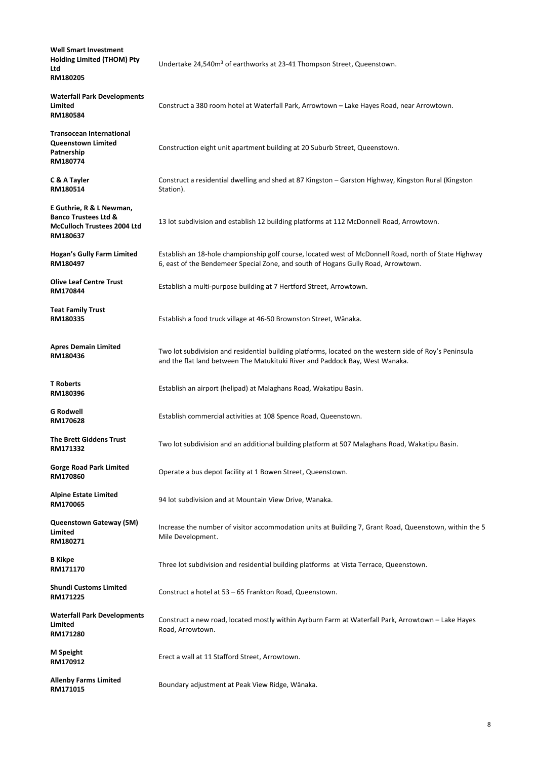| | |
|---|---|
| **Well Smart Investment Holding Limited (THOM) Pty Ltd RM180205** | Undertake 24,540m$^3$ of earthworks at 23-41 Thompson Street, Queenstown. |
| **Waterfall Park Developments Limited RM180584** | Construct a 380 room hotel at Waterfall Park, Arrowtown – Lake Hayes Road, near Arrowtown. |
| **Transocean International Queenstown Limited Patnership RM180774** | Construction eight unit apartment building at 20 Suburb Street, Queenstown. |
| **C & A Tayler RM180514** | Construct a residential dwelling and shed at 87 Kingston – Garston Highway, Kingston Rural (Kingston Station). |
| **E Guthrie, R & L Newman, Banco Trustees Ltd & McCulloch Trustees 2004 Ltd RM180637** | 13 lot subdivision and establish 12 building platforms at 112 McDonnell Road, Arrowtown. |
| **Hogan's Gully Farm Limited RM180497** | Establish an 18-hole championship golf course, located west of McDonnell Road, north of State Highway 6, east of the Bendemeer Special Zone, and south of Hogans Gully Road, Arrowtown. |
| **Olive Leaf Centre Trust RM170844** | Establish a multi-purpose building at 7 Hertford Street, Arrowtown. |
| **Teat Family Trust RM180335** | Establish a food truck village at 46-50 Brownston Street, Wānaka. |
| **Apres Demain Limited RM180436** | Two lot subdivision and residential building platforms, located on the western side of Roy's Peninsula and the flat land between The Matukituki River and Paddock Bay, West Wanaka. |
| **T Roberts RM180396** | Establish an airport (helipad) at Malaghans Road, Wakatipu Basin. |
| **G Rodwell RM170628** | Establish commercial activities at 108 Spence Road, Queenstown. |
| **The Brett Giddens Trust RM171332** | Two lot subdivision and an additional building platform at 507 Malaghans Road, Wakatipu Basin. |
| **Gorge Road Park Limited RM170860** | Operate a bus depot facility at 1 Bowen Street, Queenstown. |
| **Alpine Estate Limited RM170065** | 94 lot subdivision and at Mountain View Drive, Wanaka. |
| **Queenstown Gateway (5M) Limited RM180271** | Increase the number of visitor accommodation units at Building 7, Grant Road, Queenstown, within the 5 Mile Development. |
| **B Kikpe RM171170** | Three lot subdivision and residential building platforms at Vista Terrace, Queenstown. |
| **Shundi Customs Limited RM171225** | Construct a hotel at 53 – 65 Frankton Road, Queenstown. |
| **Waterfall Park Developments Limited RM171280** | Construct a new road, located mostly within Ayrburn Farm at Waterfall Park, Arrowtown – Lake Hayes Road, Arrowtown. |
| **M Speight RM170912** | Erect a wall at 11 Stafford Street, Arrowtown. |
| **Allenby Farms Limited RM171015** | Boundary adjustment at Peak View Ridge, Wānaka. |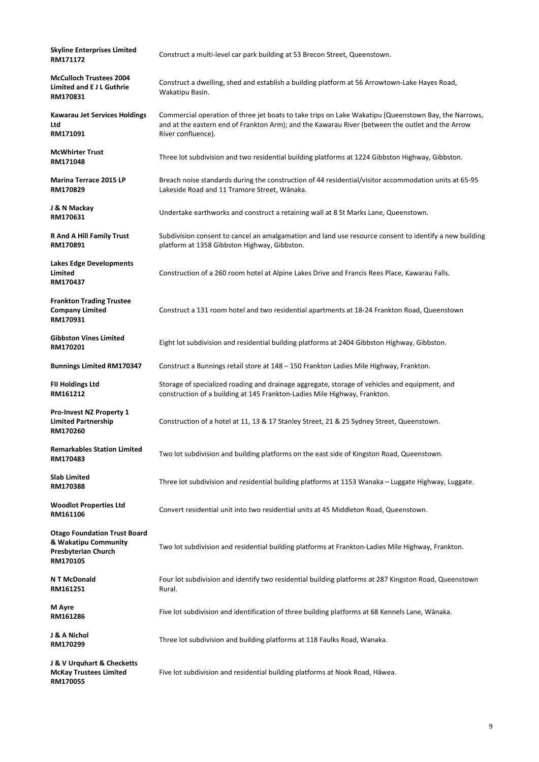| | |
|---|---|
| **Skyline Enterprises Limited RM171172** | Construct a multi-level car park building at 53 Brecon Street, Queenstown. |
| **McCulloch Trustees 2004 Limited and E J L Guthrie RM170831** | Construct a dwelling, shed and establish a building platform at 56 Arrowtown-Lake Hayes Road, Wakatipu Basin. |
| **Kawarau Jet Services Holdings Ltd RM171091** | Commercial operation of three jet boats to take trips on Lake Wakatipu (Queenstown Bay, the Narrows, and at the eastern end of Frankton Arm); and the Kawarau River (between the outlet and the Arrow River confluence). |
| **McWhirter Trust RM171048** | Three lot subdivision and two residential building platforms at 1224 Gibbston Highway, Gibbston. |
| **Marina Terrace 2015 LP RM170829** | Breach noise standards during the construction of 44 residential/visitor accommodation units at 65-95 Lakeside Road and 11 Tramore Street, Wānaka. |
| **J & N Mackay RM170631** | Undertake earthworks and construct a retaining wall at 8 St Marks Lane, Queenstown. |
| **R And A Hill Family Trust RM170891** | Subdivision consent to cancel an amalgamation and land use resource consent to identify a new building platform at 1358 Gibbston Highway, Gibbston. |
| **Lakes Edge Developments Limited RM170437** | Construction of a 260 room hotel at Alpine Lakes Drive and Francis Rees Place, Kawarau Falls. |
| **Frankton Trading Trustee Company Limited RM170931** | Construct a 131 room hotel and two residential apartments at 18-24 Frankton Road, Queenstown |
| **Gibbston Vines Limited RM170201** | Eight lot subdivision and residential building platforms at 2404 Gibbston Highway, Gibbston. |
| **Bunnings Limited RM170347** | Construct a Bunnings retail store at 148 – 150 Frankton Ladies Mile Highway, Frankton. |
| **FII Holdings Ltd RM161212** | Storage of specialized roading and drainage aggregate, storage of vehicles and equipment, and construction of a building at 145 Frankton-Ladies Mile Highway, Frankton. |
| **Pro-Invest NZ Property 1 Limited Partnership RM170260** | Construction of a hotel at 11, 13 & 17 Stanley Street, 21 & 25 Sydney Street, Queenstown. |
| **Remarkables Station Limited RM170483** | Two lot subdivision and building platforms on the east side of Kingston Road, Queenstown. |
| **Slab Limited RM170388** | Three lot subdivision and residential building platforms at 1153 Wanaka – Luggate Highway, Luggate. |
| **Woodlot Properties Ltd RM161106** | Convert residential unit into two residential units at 45 Middleton Road, Queenstown. |
| **Otago Foundation Trust Board & Wakatipu Community Presbyterian Church RM170105** | Two lot subdivision and residential building platforms at Frankton-Ladies Mile Highway, Frankton. |
| **N T McDonald RM161251** | Four lot subdivision and identify two residential building platforms at 287 Kingston Road, Queenstown Rural. |
| **M Ayre RM161286** | Five lot subdivision and identification of three building platforms at 68 Kennels Lane, Wānaka. |
| **J & A Nichol RM170299** | Three lot subdivision and building platforms at 118 Faulks Road, Wanaka. |
| **J & V Urquhart & Checketts McKay Trustees Limited RM170055** | Five lot subdivision and residential building platforms at Nook Road, Hāwea. |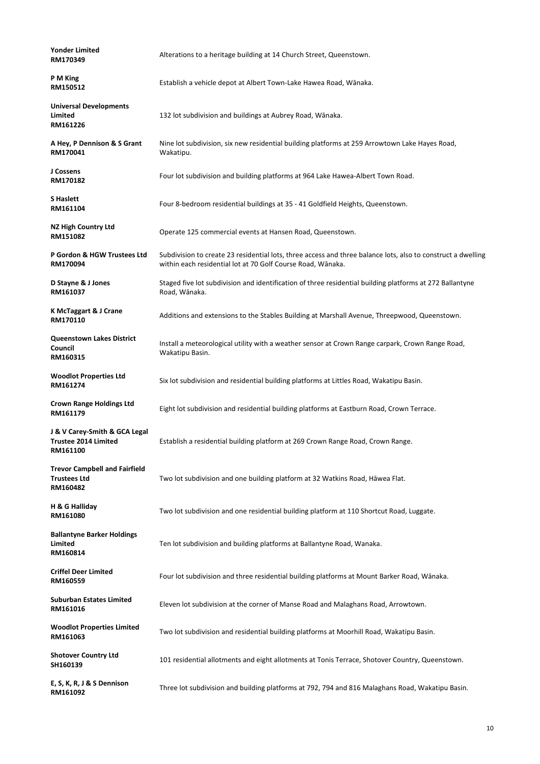| | |
|---|---|
| **Yonder Limited**<br>**RM170349** | Alterations to a heritage building at 14 Church Street, Queenstown. |
| **P M King**<br>**RM150512** | Establish a vehicle depot at Albert Town-Lake Hawea Road, Wānaka. |
| **Universal Developments Limited**<br>**RM161226** | 132 lot subdivision and buildings at Aubrey Road, Wānaka. |
| **A Hey, P Dennison & S Grant**<br>**RM170041** | Nine lot subdivision, six new residential building platforms at 259 Arrowtown Lake Hayes Road, Wakatipu. |
| **J Cossens**<br>**RM170182** | Four lot subdivision and building platforms at 964 Lake Hawea-Albert Town Road. |
| **S Haslett**<br>**RM161104** | Four 8-bedroom residential buildings at 35 - 41 Goldfield Heights, Queenstown. |
| **NZ High Country Ltd**<br>**RM151082** | Operate 125 commercial events at Hansen Road, Queenstown. |
| **P Gordon & HGW Trustees Ltd**<br>**RM170094** | Subdivision to create 23 residential lots, three access and three balance lots, also to construct a dwelling within each residential lot at 70 Golf Course Road, Wānaka. |
| **D Stayne & J Jones**<br>**RM161037** | Staged five lot subdivision and identification of three residential building platforms at 272 Ballantyne Road, Wānaka. |
| **K McTaggart & J Crane**<br>**RM170110** | Additions and extensions to the Stables Building at Marshall Avenue, Threepwood, Queenstown. |
| **Queenstown Lakes District Council**<br>**RM160315** | Install a meteorological utility with a weather sensor at Crown Range carpark, Crown Range Road, Wakatipu Basin. |
| **Woodlot Properties Ltd**<br>**RM161274** | Six lot subdivision and residential building platforms at Littles Road, Wakatipu Basin. |
| **Crown Range Holdings Ltd**<br>**RM161179** | Eight lot subdivision and residential building platforms at Eastburn Road, Crown Terrace. |
| **J & V Carey-Smith & GCA Legal Trustee 2014 Limited**<br>**RM161100** | Establish a residential building platform at 269 Crown Range Road, Crown Range. |
| **Trevor Campbell and Fairfield Trustees Ltd**<br>**RM160482** | Two lot subdivision and one building platform at 32 Watkins Road, Hāwea Flat. |
| **H & G Halliday**<br>**RM161080** | Two lot subdivision and one residential building platform at 110 Shortcut Road, Luggate. |
| **Ballantyne Barker Holdings Limited**<br>**RM160814** | Ten lot subdivision and building platforms at Ballantyne Road, Wanaka. |
| **Criffel Deer Limited**<br>**RM160559** | Four lot subdivision and three residential building platforms at Mount Barker Road, Wānaka. |
| **Suburban Estates Limited**<br>**RM161016** | Eleven lot subdivision at the corner of Manse Road and Malaghans Road, Arrowtown. |
| **Woodlot Properties Limited**<br>**RM161063** | Two lot subdivision and residential building platforms at Moorhill Road, Wakatipu Basin. |
| **Shotover Country Ltd**<br>**SH160139** | 101 residential allotments and eight allotments at Tonis Terrace, Shotover Country, Queenstown. |
| **E, S, K, R, J & S Dennison**<br>**RM161092** | Three lot subdivision and building platforms at 792, 794 and 816 Malaghans Road, Wakatipu Basin. |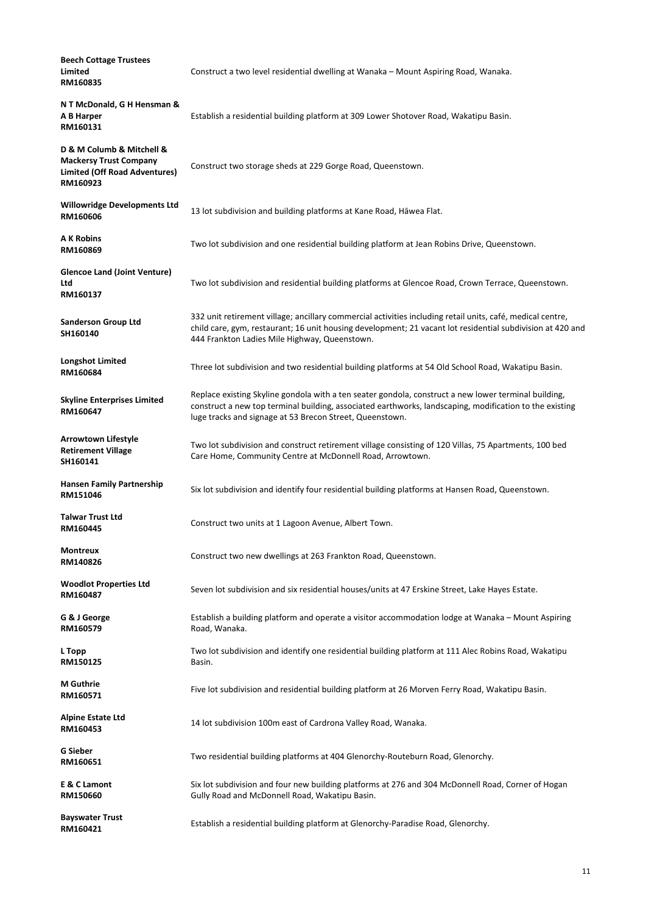| | |
|---|---|
| **Beech Cottage Trustees Limited RM160835** | Construct a two level residential dwelling at Wanaka – Mount Aspiring Road, Wanaka. |
| **N T McDonald, G H Hensman & A B Harper RM160131** | Establish a residential building platform at 309 Lower Shotover Road, Wakatipu Basin. |
| **D & M Columb & Mitchell & Mackersy Trust Company Limited (Off Road Adventures) RM160923** | Construct two storage sheds at 229 Gorge Road, Queenstown. |
| **Willowridge Developments Ltd RM160606** | 13 lot subdivision and building platforms at Kane Road, Hāwea Flat. |
| **A K Robins RM160869** | Two lot subdivision and one residential building platform at Jean Robins Drive, Queenstown. |
| **Glencoe Land (Joint Venture) Ltd RM160137** | Two lot subdivision and residential building platforms at Glencoe Road, Crown Terrace, Queenstown. |
| **Sanderson Group Ltd SH160140** | 332 unit retirement village; ancillary commercial activities including retail units, café, medical centre, child care, gym, restaurant; 16 unit housing development; 21 vacant lot residential subdivision at 420 and 444 Frankton Ladies Mile Highway, Queenstown. |
| **Longshot Limited RM160684** | Three lot subdivision and two residential building platforms at 54 Old School Road, Wakatipu Basin. |
| **Skyline Enterprises Limited RM160647** | Replace existing Skyline gondola with a ten seater gondola, construct a new lower terminal building, construct a new top terminal building, associated earthworks, landscaping, modification to the existing luge tracks and signage at 53 Brecon Street, Queenstown. |
| **Arrowtown Lifestyle Retirement Village SH160141** | Two lot subdivision and construct retirement village consisting of 120 Villas, 75 Apartments, 100 bed Care Home, Community Centre at McDonnell Road, Arrowtown. |
| **Hansen Family Partnership RM151046** | Six lot subdivision and identify four residential building platforms at Hansen Road, Queenstown. |
| **Talwar Trust Ltd RM160445** | Construct two units at 1 Lagoon Avenue, Albert Town. |
| **Montreux RM140826** | Construct two new dwellings at 263 Frankton Road, Queenstown. |
| **Woodlot Properties Ltd RM160487** | Seven lot subdivision and six residential houses/units at 47 Erskine Street, Lake Hayes Estate. |
| **G & J George RM160579** | Establish a building platform and operate a visitor accommodation lodge at Wanaka – Mount Aspiring Road, Wanaka. |
| **L Topp RM150125** | Two lot subdivision and identify one residential building platform at 111 Alec Robins Road, Wakatipu Basin. |
| **M Guthrie RM160571** | Five lot subdivision and residential building platform at 26 Morven Ferry Road, Wakatipu Basin. |
| **Alpine Estate Ltd RM160453** | 14 lot subdivision 100m east of Cardrona Valley Road, Wanaka. |
| **G Sieber RM160651** | Two residential building platforms at 404 Glenorchy-Routeburn Road, Glenorchy. |
| **E & C Lamont RM150660** | Six lot subdivision and four new building platforms at 276 and 304 McDonnell Road, Corner of Hogan Gully Road and McDonnell Road, Wakatipu Basin. |
| **Bayswater Trust RM160421** | Establish a residential building platform at Glenorchy-Paradise Road, Glenorchy. |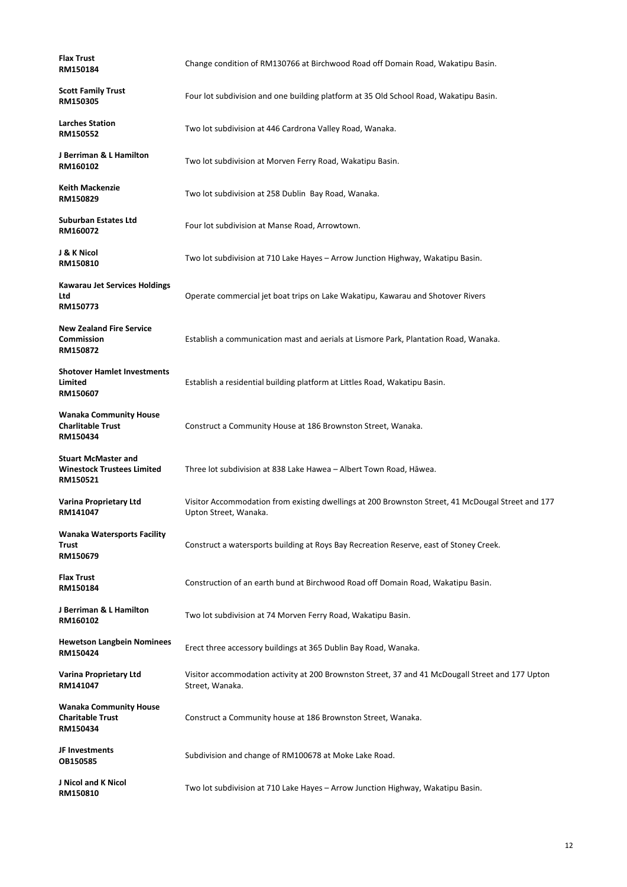| | |
|---|---|
| **Flax Trust**<br>**RM150184** | Change condition of RM130766 at Birchwood Road off Domain Road, Wakatipu Basin. |
| **Scott Family Trust**<br>**RM150305** | Four lot subdivision and one building platform at 35 Old School Road, Wakatipu Basin. |
| **Larches Station**<br>**RM150552** | Two lot subdivision at 446 Cardrona Valley Road, Wanaka. |
| **J Berriman & L Hamilton**<br>**RM160102** | Two lot subdivision at Morven Ferry Road, Wakatipu Basin. |
| **Keith Mackenzie**<br>**RM150829** | Two lot subdivision at 258 Dublin Bay Road, Wanaka. |
| **Suburban Estates Ltd**<br>**RM160072** | Four lot subdivision at Manse Road, Arrowtown. |
| **J & K Nicol**<br>**RM150810** | Two lot subdivision at 710 Lake Hayes – Arrow Junction Highway, Wakatipu Basin. |
| **Kawarau Jet Services Holdings Ltd**<br>**RM150773** | Operate commercial jet boat trips on Lake Wakatipu, Kawarau and Shotover Rivers |
| **New Zealand Fire Service Commission**<br>**RM150872** | Establish a communication mast and aerials at Lismore Park, Plantation Road, Wanaka. |
| **Shotover Hamlet Investments Limited**<br>**RM150607** | Establish a residential building platform at Littles Road, Wakatipu Basin. |
| **Wanaka Community House Charlitable Trust**<br>**RM150434** | Construct a Community House at 186 Brownston Street, Wanaka. |
| **Stuart McMaster and Winestock Trustees Limited**<br>**RM150521** | Three lot subdivision at 838 Lake Hawea – Albert Town Road, Hāwea. |
| **Varina Proprietary Ltd**<br>**RM141047** | Visitor Accommodation from existing dwellings at 200 Brownston Street, 41 McDougal Street and 177 Upton Street, Wanaka. |
| **Wanaka Watersports Facility Trust**<br>**RM150679** | Construct a watersports building at Roys Bay Recreation Reserve, east of Stoney Creek. |
| **Flax Trust**<br>**RM150184** | Construction of an earth bund at Birchwood Road off Domain Road, Wakatipu Basin. |
| **J Berriman & L Hamilton**<br>**RM160102** | Two lot subdivision at 74 Morven Ferry Road, Wakatipu Basin. |
| **Hewetson Langbein Nominees**<br>**RM150424** | Erect three accessory buildings at 365 Dublin Bay Road, Wanaka. |
| **Varina Proprietary Ltd**<br>**RM141047** | Visitor accommodation activity at 200 Brownston Street, 37 and 41 McDougall Street and 177 Upton Street, Wanaka. |
| **Wanaka Community House Charitable Trust**<br>**RM150434** | Construct a Community house at 186 Brownston Street, Wanaka. |
| **JF Investments**<br>**OB150585** | Subdivision and change of RM100678 at Moke Lake Road. |
| **J Nicol and K Nicol**<br>**RM150810** | Two lot subdivision at 710 Lake Hayes – Arrow Junction Highway, Wakatipu Basin. |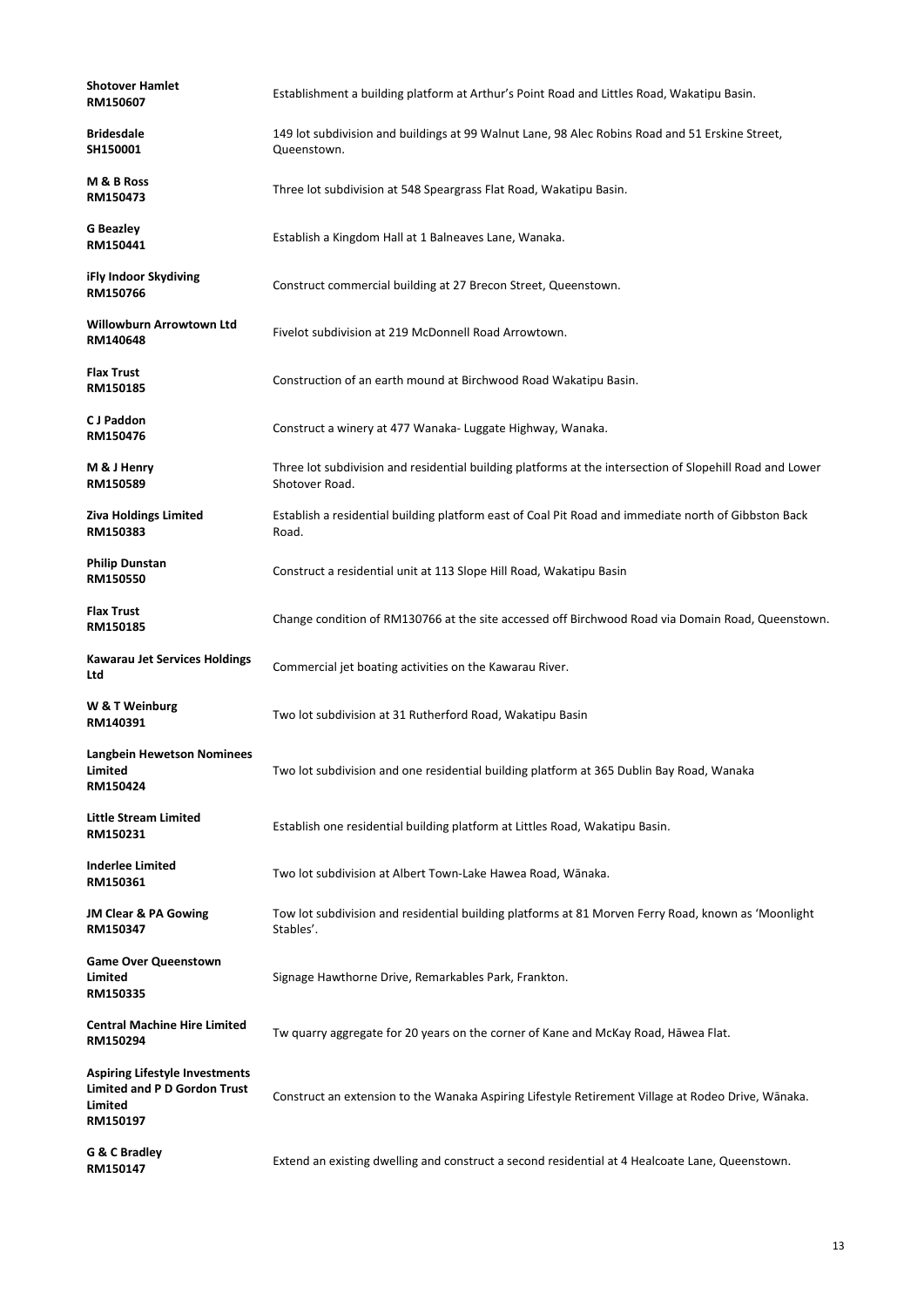| | |
|---|---|
| **Shotover Hamlet RM150607** | Establishment a building platform at Arthur's Point Road and Littles Road, Wakatipu Basin. |
| **Bridesdale SH150001** | 149 lot subdivision and buildings at 99 Walnut Lane, 98 Alec Robins Road and 51 Erskine Street, Queenstown. |
| **M & B Ross RM150473** | Three lot subdivision at 548 Speargrass Flat Road, Wakatipu Basin. |
| **G Beazley RM150441** | Establish a Kingdom Hall at 1 Balneaves Lane, Wanaka. |
| **iFly Indoor Skydiving RM150766** | Construct commercial building at 27 Brecon Street, Queenstown. |
| **Willowburn Arrowtown Ltd RM140648** | Fivelot subdivision at 219 McDonnell Road Arrowtown. |
| **Flax Trust RM150185** | Construction of an earth mound at Birchwood Road Wakatipu Basin. |
| **C J Paddon RM150476** | Construct a winery at 477 Wanaka- Luggate Highway, Wanaka. |
| **M & J Henry RM150589** | Three lot subdivision and residential building platforms at the intersection of Slopehill Road and Lower Shotover Road. |
| **Ziva Holdings Limited RM150383** | Establish a residential building platform east of Coal Pit Road and immediate north of Gibbston Back Road. |
| **Philip Dunstan RM150550** | Construct a residential unit at 113 Slope Hill Road, Wakatipu Basin |
| **Flax Trust RM150185** | Change condition of RM130766 at the site accessed off Birchwood Road via Domain Road, Queenstown. |
| **Kawarau Jet Services Holdings Ltd** | Commercial jet boating activities on the Kawarau River. |
| **W & T Weinburg RM140391** | Two lot subdivision at 31 Rutherford Road, Wakatipu Basin |
| **Langbein Hewetson Nominees Limited RM150424** | Two lot subdivision and one residential building platform at 365 Dublin Bay Road, Wanaka |
| **Little Stream Limited RM150231** | Establish one residential building platform at Littles Road, Wakatipu Basin. |
| **Inderlee Limited RM150361** | Two lot subdivision at Albert Town-Lake Hawea Road, Wānaka. |
| **JM Clear & PA Gowing RM150347** | Tow lot subdivision and residential building platforms at 81 Morven Ferry Road, known as 'Moonlight Stables'. |
| **Game Over Queenstown Limited RM150335** | Signage Hawthorne Drive, Remarkables Park, Frankton. |
| **Central Machine Hire Limited RM150294** | Tw quarry aggregate for 20 years on the corner of Kane and McKay Road, Hāwea Flat. |
| **Aspiring Lifestyle Investments Limited and P D Gordon Trust Limited RM150197** | Construct an extension to the Wanaka Aspiring Lifestyle Retirement Village at Rodeo Drive, Wānaka. |
| **G & C Bradley RM150147** | Extend an existing dwelling and construct a second residential at 4 Healcoate Lane, Queenstown. |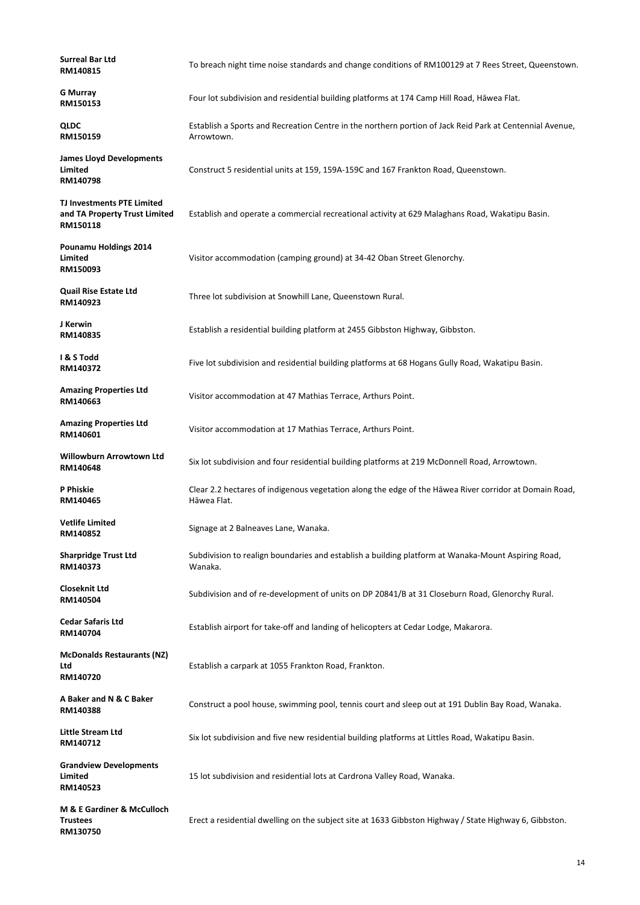| | |
|---|---|
| **Surreal Bar Ltd RM140815** | To breach night time noise standards and change conditions of RM100129 at 7 Rees Street, Queenstown. |
| **G Murray RM150153** | Four lot subdivision and residential building platforms at 174 Camp Hill Road, Hāwea Flat. |
| **QLDC RM150159** | Establish a Sports and Recreation Centre in the northern portion of Jack Reid Park at Centennial Avenue, Arrowtown. |
| **James Lloyd Developments Limited RM140798** | Construct 5 residential units at 159, 159A-159C and 167 Frankton Road, Queenstown. |
| **TJ Investments PTE Limited and TA Property Trust Limited RM150118** | Establish and operate a commercial recreational activity at 629 Malaghans Road, Wakatipu Basin. |
| **Pounamu Holdings 2014 Limited RM150093** | Visitor accommodation (camping ground) at 34-42 Oban Street Glenorchy. |
| **Quail Rise Estate Ltd RM140923** | Three lot subdivision at Snowhill Lane, Queenstown Rural. |
| **J Kerwin RM140835** | Establish a residential building platform at 2455 Gibbston Highway, Gibbston. |
| **I & S Todd RM140372** | Five lot subdivision and residential building platforms at 68 Hogans Gully Road, Wakatipu Basin. |
| **Amazing Properties Ltd RM140663** | Visitor accommodation at 47 Mathias Terrace, Arthurs Point. |
| **Amazing Properties Ltd RM140601** | Visitor accommodation at 17 Mathias Terrace, Arthurs Point. |
| **Willowburn Arrowtown Ltd RM140648** | Six lot subdivision and four residential building platforms at 219 McDonnell Road, Arrowtown. |
| **P Phiskie RM140465** | Clear 2.2 hectares of indigenous vegetation along the edge of the Hāwea River corridor at Domain Road, Hāwea Flat. |
| **Vetlife Limited RM140852** | Signage at 2 Balneaves Lane, Wanaka. |
| **Sharpridge Trust Ltd RM140373** | Subdivision to realign boundaries and establish a building platform at Wanaka-Mount Aspiring Road, Wanaka. |
| **Closeknit Ltd RM140504** | Subdivision and of re-development of units on DP 20841/B at 31 Closeburn Road, Glenorchy Rural. |
| **Cedar Safaris Ltd RM140704** | Establish airport for take-off and landing of helicopters at Cedar Lodge, Makarora. |
| **McDonalds Restaurants (NZ) Ltd RM140720** | Establish a carpark at 1055 Frankton Road, Frankton. |
| **A Baker and N & C Baker RM140388** | Construct a pool house, swimming pool, tennis court and sleep out at 191 Dublin Bay Road, Wanaka. |
| **Little Stream Ltd RM140712** | Six lot subdivision and five new residential building platforms at Littles Road, Wakatipu Basin. |
| **Grandview Developments Limited RM140523** | 15 lot subdivision and residential lots at Cardrona Valley Road, Wanaka. |
| **M & E Gardiner & McCulloch Trustees RM130750** | Erect a residential dwelling on the subject site at 1633 Gibbston Highway / State Highway 6, Gibbston. |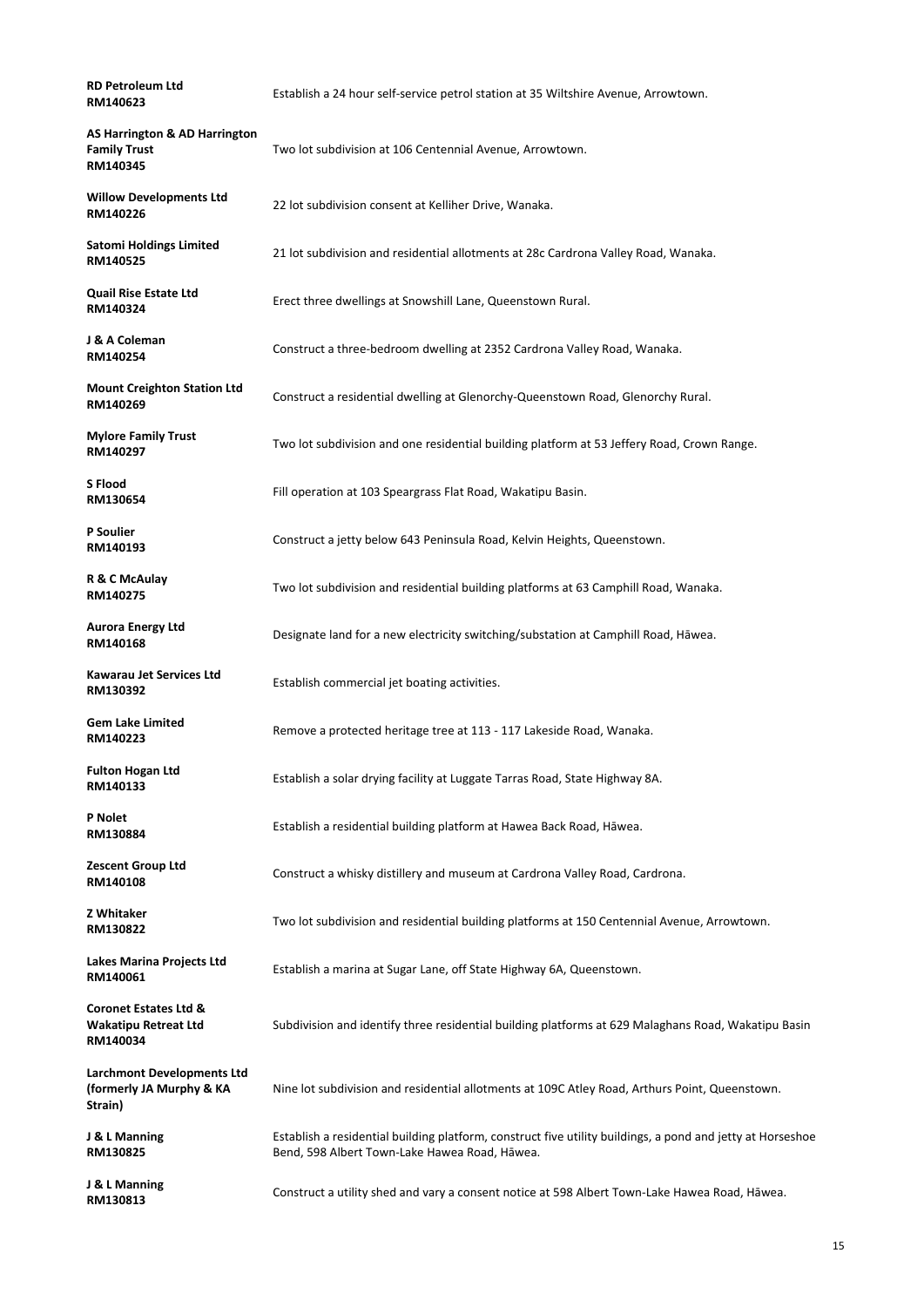| | |
|---|---|
| **RD Petroleum Ltd**<br>**RM140623** | Establish a 24 hour self-service petrol station at 35 Wiltshire Avenue, Arrowtown. |
| **AS Harrington & AD Harrington Family Trust**<br>**RM140345** | Two lot subdivision at 106 Centennial Avenue, Arrowtown. |
| **Willow Developments Ltd**<br>**RM140226** | 22 lot subdivision consent at Kelliher Drive, Wanaka. |
| **Satomi Holdings Limited**<br>**RM140525** | 21 lot subdivision and residential allotments at 28c Cardrona Valley Road, Wanaka. |
| **Quail Rise Estate Ltd**<br>**RM140324** | Erect three dwellings at Snowshill Lane, Queenstown Rural. |
| **J & A Coleman**<br>**RM140254** | Construct a three-bedroom dwelling at 2352 Cardrona Valley Road, Wanaka. |
| **Mount Creighton Station Ltd**<br>**RM140269** | Construct a residential dwelling at Glenorchy-Queenstown Road, Glenorchy Rural. |
| **Mylore Family Trust**<br>**RM140297** | Two lot subdivision and one residential building platform at 53 Jeffery Road, Crown Range. |
| **S Flood**<br>**RM130654** | Fill operation at 103 Speargrass Flat Road, Wakatipu Basin. |
| **P Soulier**<br>**RM140193** | Construct a jetty below 643 Peninsula Road, Kelvin Heights, Queenstown. |
| **R & C McAulay**<br>**RM140275** | Two lot subdivision and residential building platforms at 63 Camphill Road, Wanaka. |
| **Aurora Energy Ltd**<br>**RM140168** | Designate land for a new electricity switching/substation at Camphill Road, Hāwea. |
| **Kawarau Jet Services Ltd**<br>**RM130392** | Establish commercial jet boating activities. |
| **Gem Lake Limited**<br>**RM140223** | Remove a protected heritage tree at 113 - 117 Lakeside Road, Wanaka. |
| **Fulton Hogan Ltd**<br>**RM140133** | Establish a solar drying facility at Luggate Tarras Road, State Highway 8A. |
| **P Nolet**<br>**RM130884** | Establish a residential building platform at Hawea Back Road, Hāwea. |
| **Zescent Group Ltd**<br>**RM140108** | Construct a whisky distillery and museum at Cardrona Valley Road, Cardrona. |
| **Z Whitaker**<br>**RM130822** | Two lot subdivision and residential building platforms at 150 Centennial Avenue, Arrowtown. |
| **Lakes Marina Projects Ltd**<br>**RM140061** | Establish a marina at Sugar Lane, off State Highway 6A, Queenstown. |
| **Coronet Estates Ltd & Wakatipu Retreat Ltd**<br>**RM140034** | Subdivision and identify three residential building platforms at 629 Malaghans Road, Wakatipu Basin |
| **Larchmont Developments Ltd (formerly JA Murphy & KA Strain)** | Nine lot subdivision and residential allotments at 109C Atley Road, Arthurs Point, Queenstown. |
| **J & L Manning**<br>**RM130825** | Establish a residential building platform, construct five utility buildings, a pond and jetty at Horseshoe Bend, 598 Albert Town-Lake Hawea Road, Hāwea. |
| **J & L Manning**<br>**RM130813** | Construct a utility shed and vary a consent notice at 598 Albert Town-Lake Hawea Road, Hāwea. |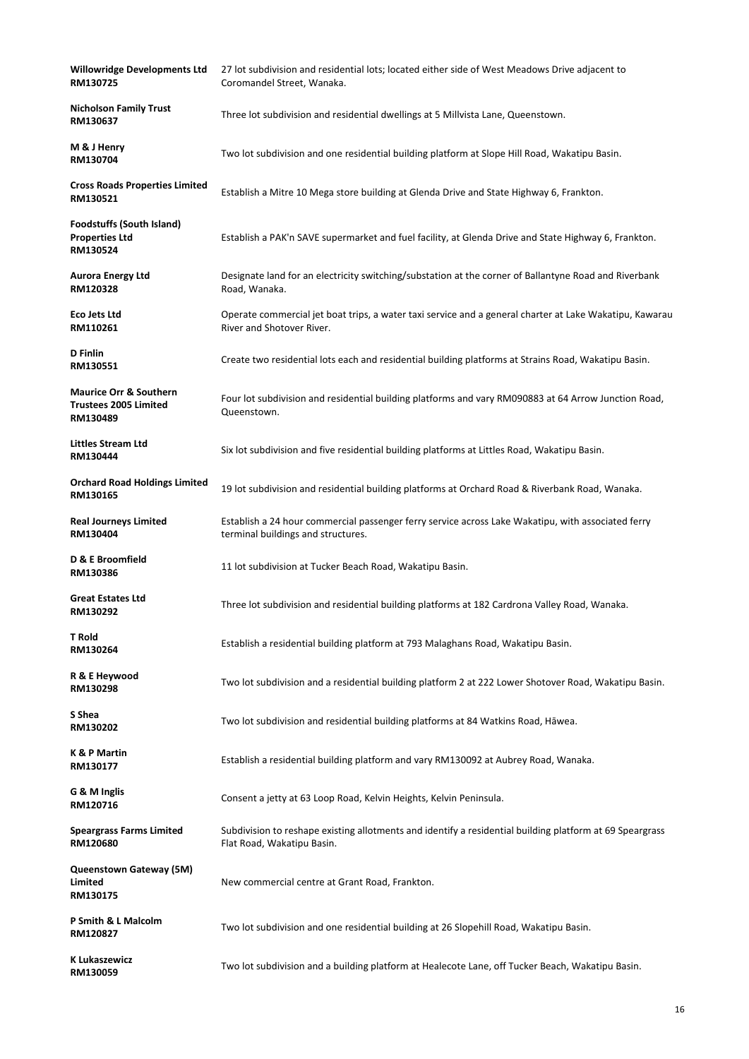| | |
|---|---|
| **Willowridge Developments Ltd RM130725** | 27 lot subdivision and residential lots; located either side of West Meadows Drive adjacent to Coromandel Street, Wanaka. |
| **Nicholson Family Trust RM130637** | Three lot subdivision and residential dwellings at 5 Millvista Lane, Queenstown. |
| **M & J Henry RM130704** | Two lot subdivision and one residential building platform at Slope Hill Road, Wakatipu Basin. |
| **Cross Roads Properties Limited RM130521** | Establish a Mitre 10 Mega store building at Glenda Drive and State Highway 6, Frankton. |
| **Foodstuffs (South Island) Properties Ltd RM130524** | Establish a PAK'n SAVE supermarket and fuel facility, at Glenda Drive and State Highway 6, Frankton. |
| **Aurora Energy Ltd RM120328** | Designate land for an electricity switching/substation at the corner of Ballantyne Road and Riverbank Road, Wanaka. |
| **Eco Jets Ltd RM110261** | Operate commercial jet boat trips, a water taxi service and a general charter at Lake Wakatipu, Kawarau River and Shotover River. |
| **D Finlin RM130551** | Create two residential lots each and residential building platforms at Strains Road, Wakatipu Basin. |
| **Maurice Orr & Southern Trustees 2005 Limited RM130489** | Four lot subdivision and residential building platforms and vary RM090883 at 64 Arrow Junction Road, Queenstown. |
| **Littles Stream Ltd RM130444** | Six lot subdivision and five residential building platforms at Littles Road, Wakatipu Basin. |
| **Orchard Road Holdings Limited RM130165** | 19 lot subdivision and residential building platforms at Orchard Road & Riverbank Road, Wanaka. |
| **Real Journeys Limited RM130404** | Establish a 24 hour commercial passenger ferry service across Lake Wakatipu, with associated ferry terminal buildings and structures. |
| **D & E Broomfield RM130386** | 11 lot subdivision at Tucker Beach Road, Wakatipu Basin. |
| **Great Estates Ltd RM130292** | Three lot subdivision and residential building platforms at 182 Cardrona Valley Road, Wanaka. |
| **T Rold RM130264** | Establish a residential building platform at 793 Malaghans Road, Wakatipu Basin. |
| **R & E Heywood RM130298** | Two lot subdivision and a residential building platform 2 at 222 Lower Shotover Road, Wakatipu Basin. |
| **S Shea RM130202** | Two lot subdivision and residential building platforms at 84 Watkins Road, Hāwea. |
| **K & P Martin RM130177** | Establish a residential building platform and vary RM130092 at Aubrey Road, Wanaka. |
| **G & M Inglis RM120716** | Consent a jetty at 63 Loop Road, Kelvin Heights, Kelvin Peninsula. |
| **Speargrass Farms Limited RM120680** | Subdivision to reshape existing allotments and identify a residential building platform at 69 Speargrass Flat Road, Wakatipu Basin. |
| **Queenstown Gateway (5M) Limited RM130175** | New commercial centre at Grant Road, Frankton. |
| **P Smith & L Malcolm RM120827** | Two lot subdivision and one residential building at 26 Slopehill Road, Wakatipu Basin. |
| **K Lukaszewicz RM130059** | Two lot subdivision and a building platform at Healecote Lane, off Tucker Beach, Wakatipu Basin. |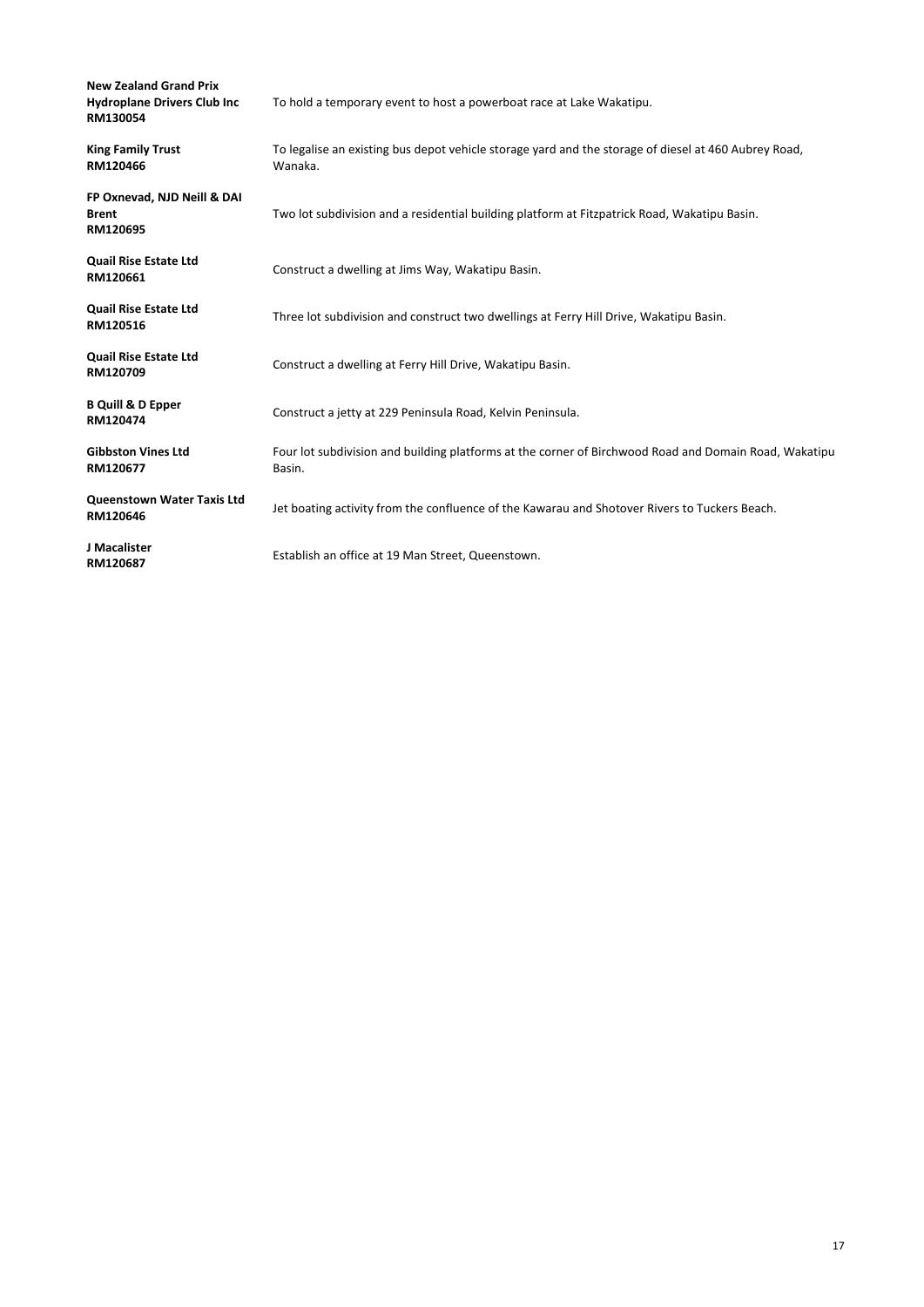| | |
|---|---|
| **New Zealand Grand Prix Hydroplane Drivers Club Inc RM130054** | To hold a temporary event to host a powerboat race at Lake Wakatipu. |
| **King Family Trust RM120466** | To legalise an existing bus depot vehicle storage yard and the storage of diesel at 460 Aubrey Road, Wanaka. |
| **FP Oxnevad, NJD Neill & DAI Brent RM120695** | Two lot subdivision and a residential building platform at Fitzpatrick Road, Wakatipu Basin. |
| **Quail Rise Estate Ltd RM120661** | Construct a dwelling at Jims Way, Wakatipu Basin. |
| **Quail Rise Estate Ltd RM120516** | Three lot subdivision and construct two dwellings at Ferry Hill Drive, Wakatipu Basin. |
| **Quail Rise Estate Ltd RM120709** | Construct a dwelling at Ferry Hill Drive, Wakatipu Basin. |
| **B Quill & D Epper RM120474** | Construct a jetty at 229 Peninsula Road, Kelvin Peninsula. |
| **Gibbston Vines Ltd RM120677** | Four lot subdivision and building platforms at the corner of Birchwood Road and Domain Road, Wakatipu Basin. |
| **Queenstown Water Taxis Ltd RM120646** | Jet boating activity from the confluence of the Kawarau and Shotover Rivers to Tuckers Beach. |
| **J Macalister RM120687** | Establish an office at 19 Man Street, Queenstown. |